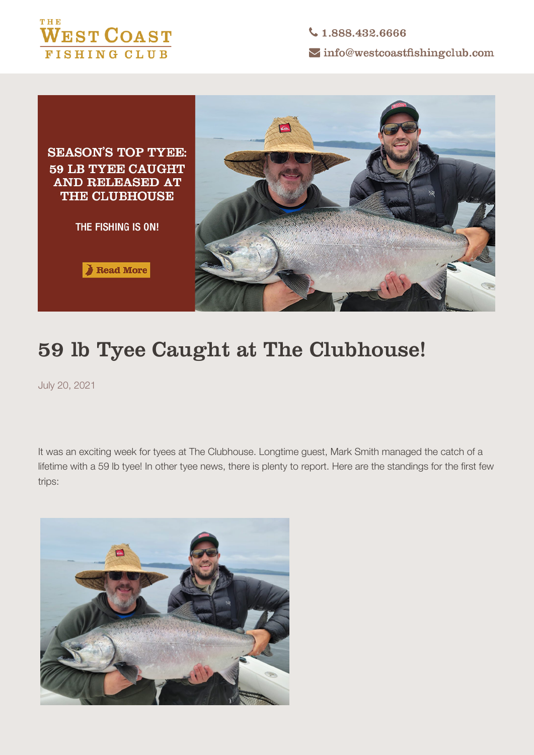THE WEST COAST FISHING CLUB

1.888.432.6666

info@westcoastfishingclub.com

SEASON'S TOP TYEE: 59 LB TYEE CAUGHT AND RELEASED AT THE CLUBHOUSE

THE FISHING IS ON!

Read More

# 59 lb Tyee Caught at The Clubhouse!

July 20, 2021

It was an exciting week for tyees at The Clubhouse. Longtime guest, Mark Smith managed the catch of a lifetime with a 59 lb tyee! In other tyee news, there is plenty to report. Here are the standings for the first few trips: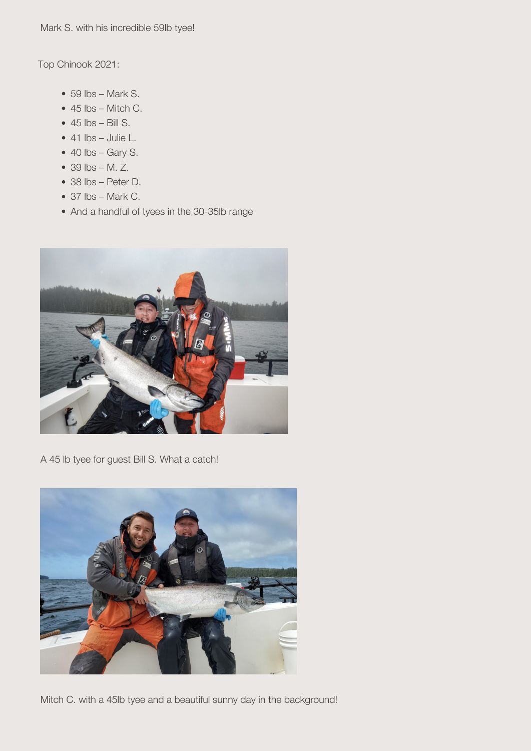Mark S. with his incredible 59lb tyee!

Top Chinook 2021:

- 59 lbs – Mark S.
- 45 lbs – Mitch C.
- 45 lbs – Bill S.
- 41 lbs – Julie L.
- 40 lbs – Gary S.
- 39 lbs – M. Z.
- 38 lbs – Peter D.
- 37 lbs – Mark C.
- And a handful of tyees in the 30-35lb range

A 45 lb tyee for guest Bill S. What a catch!

Mitch C. with a 45lb tyee and a beautiful sunny day in the background!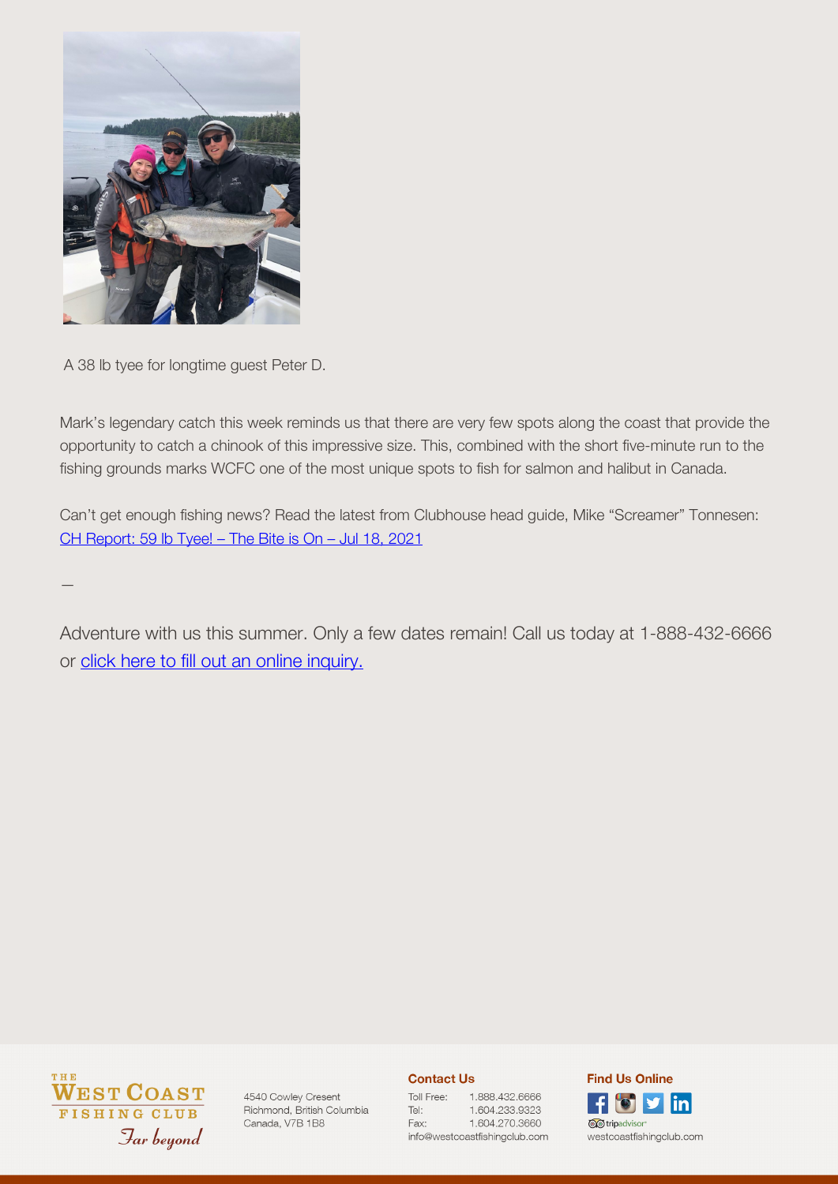A 38 lb tyee for longtime guest Peter D.

Mark's legendary catch this week reminds us that there are very few spots along the coast that provide the opportunity to catch a chinook of this impressive size. This, combined with the short five-minute run to the fishing grounds marks WCFC one of the most unique spots to fish for salmon and halibut in Canada.

Can't get enough fishing news? Read the latest from Clubhouse head guide, Mike "Screamer" Tonnesen: [CH Report: 59 lb Tyee! – The Bite is On – Jul 18, 2021]

—

Adventure with us this summer. Only a few dates remain! Call us today at 1-888-432-6666 or [click here to fill out an online inquiry.]

THE WEST COAST FISHING CLUB
*Far beyond*

4540 Cowley Cresent
Richmond, British Columbia
Canada, V7B 1B8

**Contact Us**

| | |
|---|---|
| Toll Free: | 1.888.432.6666 |
| Tel: | 1.604.233.9323 |
| Fax: | 1.604.270.3660 |

info@westcoastfishingclub.com

**Find Us Online**

tripadvisor

westcoastfishingclub.com